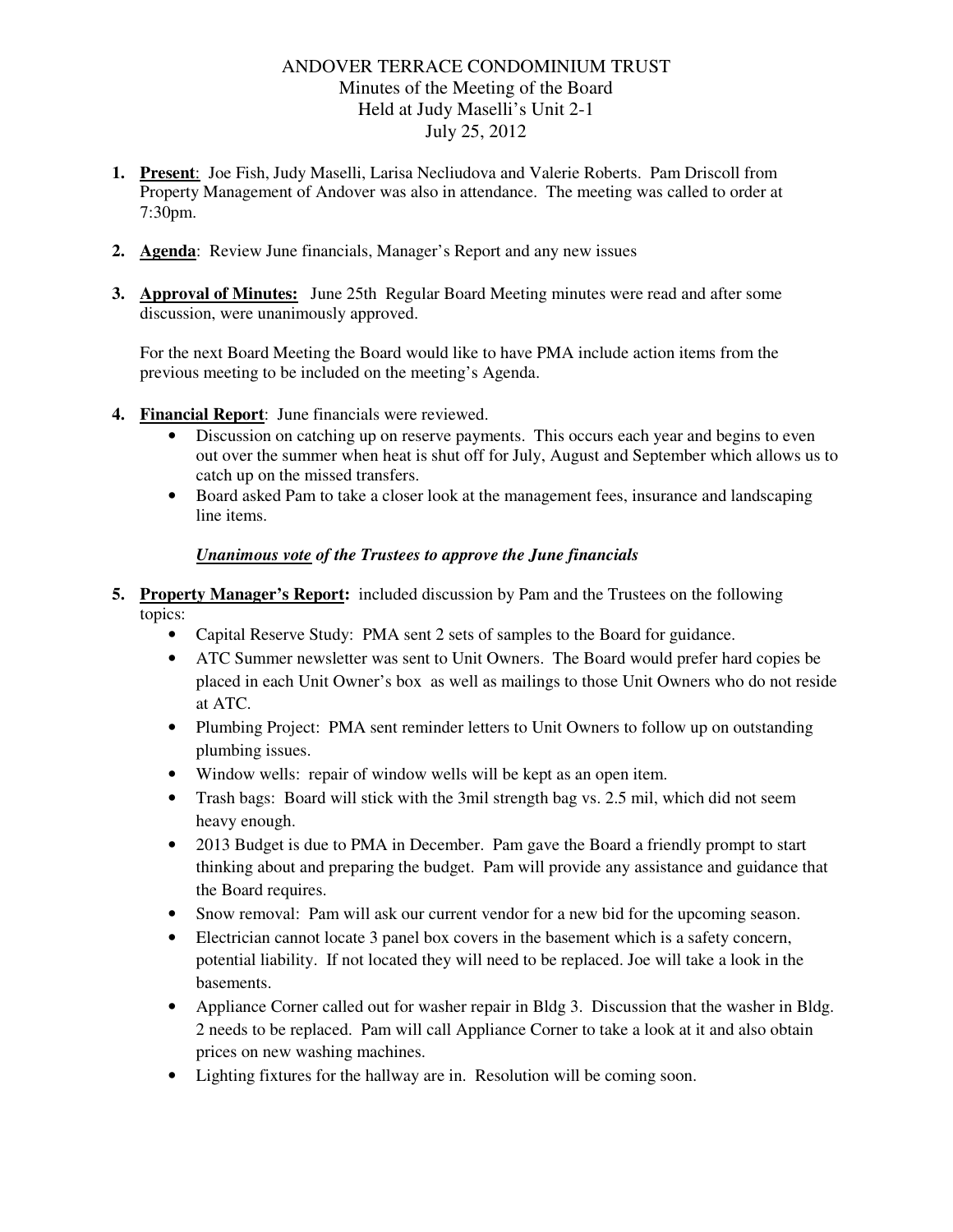# ANDOVER TERRACE CONDOMINIUM TRUST

Minutes of the Meeting of the Board
Held at Judy Maselli's Unit 2-1
July 25, 2012

1. **Present**: Joe Fish, Judy Maselli, Larisa Necliudova and Valerie Roberts. Pam Driscoll from Property Management of Andover was also in attendance. The meeting was called to order at 7:30pm.

2. **Agenda**: Review June financials, Manager's Report and any new issues

3. **Approval of Minutes:** June 25th Regular Board Meeting minutes were read and after some discussion, were unanimously approved.

   For the next Board Meeting the Board would like to have PMA include action items from the previous meeting to be included on the meeting's Agenda.

4. **Financial Report**: June financials were reviewed.
   - Discussion on catching up on reserve payments. This occurs each year and begins to even out over the summer when heat is shut off for July, August and September which allows us to catch up on the missed transfers.
   - Board asked Pam to take a closer look at the management fees, insurance and landscaping line items.

   ***Unanimous vote** of the Trustees to approve the June financials*

5. **Property Manager's Report:** included discussion by Pam and the Trustees on the following topics:
   - Capital Reserve Study: PMA sent 2 sets of samples to the Board for guidance.
   - ATC Summer newsletter was sent to Unit Owners. The Board would prefer hard copies be placed in each Unit Owner's box as well as mailings to those Unit Owners who do not reside at ATC.
   - Plumbing Project: PMA sent reminder letters to Unit Owners to follow up on outstanding plumbing issues.
   - Window wells: repair of window wells will be kept as an open item.
   - Trash bags: Board will stick with the 3mil strength bag vs. 2.5 mil, which did not seem heavy enough.
   - 2013 Budget is due to PMA in December. Pam gave the Board a friendly prompt to start thinking about and preparing the budget. Pam will provide any assistance and guidance that the Board requires.
   - Snow removal: Pam will ask our current vendor for a new bid for the upcoming season.
   - Electrician cannot locate 3 panel box covers in the basement which is a safety concern, potential liability. If not located they will need to be replaced. Joe will take a look in the basements.
   - Appliance Corner called out for washer repair in Bldg 3. Discussion that the washer in Bldg. 2 needs to be replaced. Pam will call Appliance Corner to take a look at it and also obtain prices on new washing machines.
   - Lighting fixtures for the hallway are in. Resolution will be coming soon.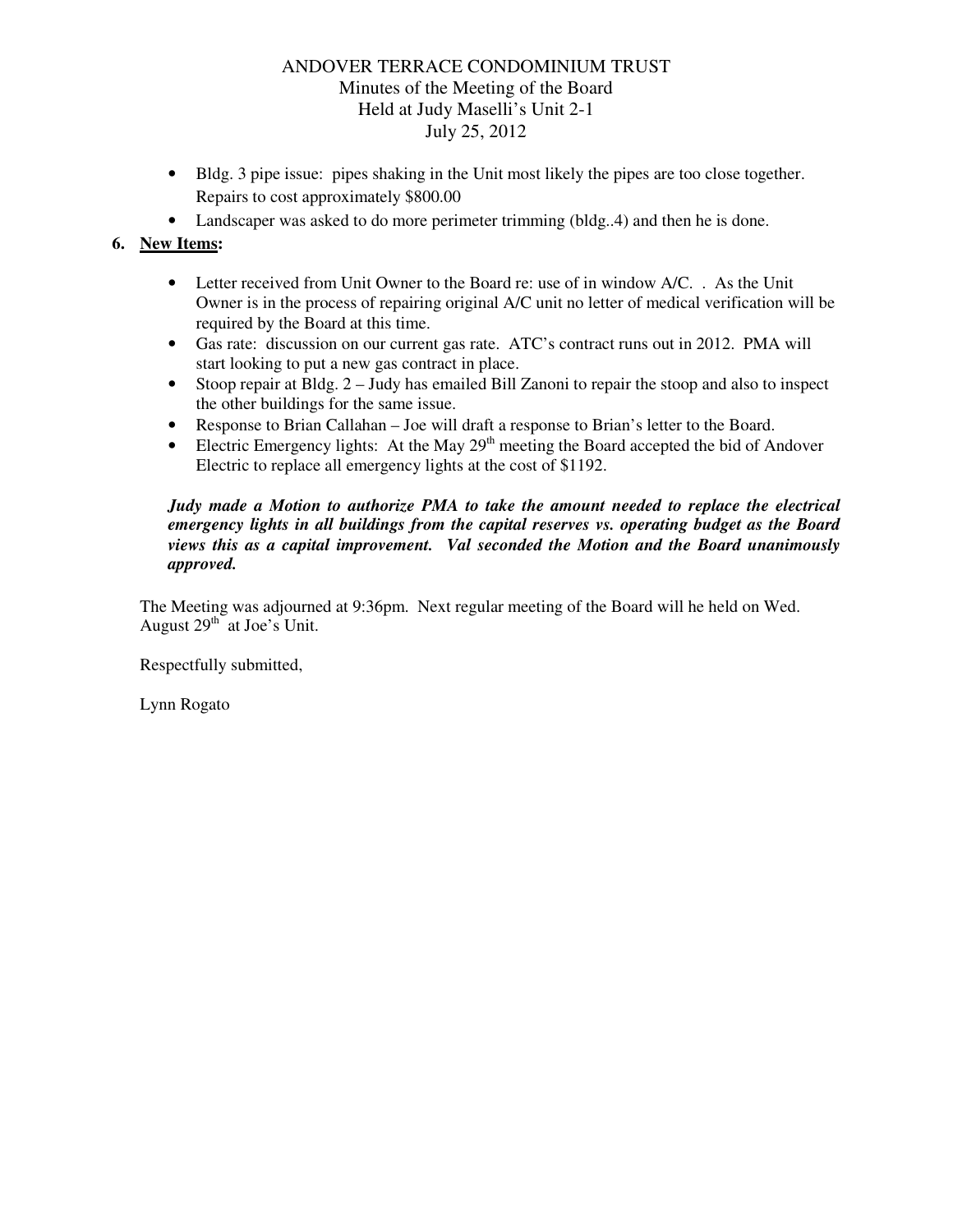ANDOVER TERRACE CONDOMINIUM TRUST
Minutes of the Meeting of the Board
Held at Judy Maselli's Unit 2-1
July 25, 2012

- Bldg. 3 pipe issue: pipes shaking in the Unit most likely the pipes are too close together. Repairs to cost approximately $800.00
- Landscaper was asked to do more perimeter trimming (bldg..4) and then he is done.

**6. New Items:**

- Letter received from Unit Owner to the Board re: use of in window A/C. . As the Unit Owner is in the process of repairing original A/C unit no letter of medical verification will be required by the Board at this time.
- Gas rate: discussion on our current gas rate. ATC's contract runs out in 2012. PMA will start looking to put a new gas contract in place.
- Stoop repair at Bldg. 2 – Judy has emailed Bill Zanoni to repair the stoop and also to inspect the other buildings for the same issue.
- Response to Brian Callahan – Joe will draft a response to Brian's letter to the Board.
- Electric Emergency lights: At the May 29th meeting the Board accepted the bid of Andover Electric to replace all emergency lights at the cost of $1192.

***Judy made a Motion to authorize PMA to take the amount needed to replace the electrical emergency lights in all buildings from the capital reserves vs. operating budget as the Board views this as a capital improvement. Val seconded the Motion and the Board unanimously approved.***

The Meeting was adjourned at 9:36pm. Next regular meeting of the Board will he held on Wed. August 29th at Joe's Unit.

Respectfully submitted,

Lynn Rogato